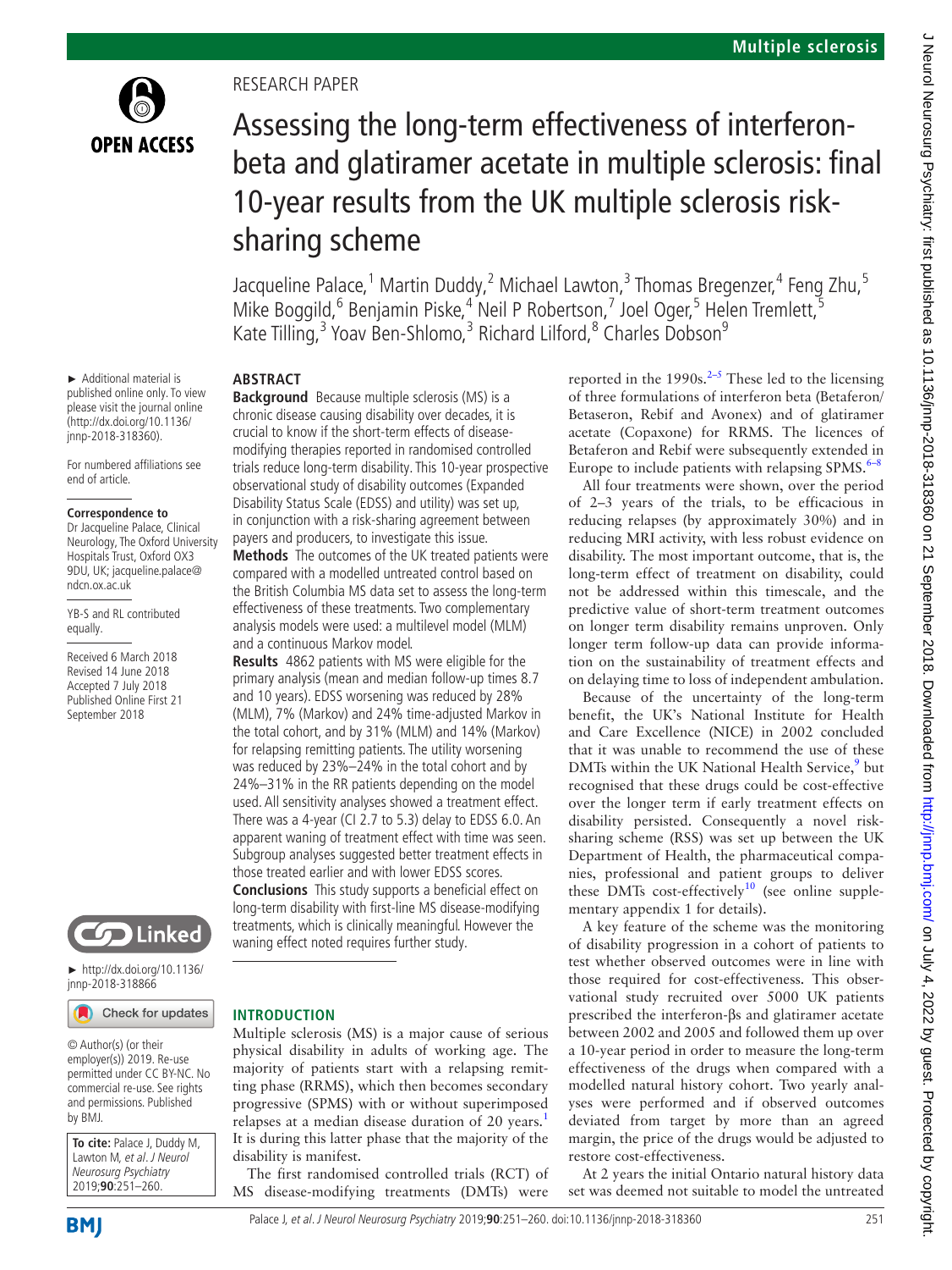RESEARCH PAPER

# Assessing the long-term effectiveness of interferon-beta and glatiramer acetate in multiple sclerosis: final 10-year results from the UK multiple sclerosis risk-sharing scheme

Jacqueline Palace,[1] Martin Duddy,[2] Michael Lawton,[3] Thomas Bregenzer,[4] Feng Zhu,[5] Mike Boggild,[6] Benjamin Piske,[4] Neil P Robertson,[7] Joel Oger,[5] Helen Tremlett,[5] Kate Tilling,[3] Yoav Ben-Shlomo,[3] Richard Lilford,[8] Charles Dobson[9]

► Additional material is published online only. To view please visit the journal online (http://dx.doi.org/10.1136/jnnp-2018-318360).

For numbered affiliations see end of article.

**Correspondence to**
Dr Jacqueline Palace, Clinical Neurology, The Oxford University Hospitals Trust, Oxford OX3 9DU, UK; jacqueline.palace@ndcn.ox.ac.uk

YB-S and RL contributed equally.

Received 6 March 2018
Revised 14 June 2018
Accepted 7 July 2018
Published Online First 21 September 2018

► http://dx.doi.org/10.1136/jnnp-2018-318866

© Author(s) (or their employer(s)) 2019. Re-use permitted under CC BY-NC. No commercial re-use. See rights and permissions. Published by BMJ.

**To cite:** Palace J, Duddy M, Lawton M, *et al*. *J Neurol Neurosurg Psychiatry* 2019;**90**:251–260.

## ABSTRACT

**Background** Because multiple sclerosis (MS) is a chronic disease causing disability over decades, it is crucial to know if the short-term effects of disease-modifying therapies reported in randomised controlled trials reduce long-term disability. This 10-year prospective observational study of disability outcomes (Expanded Disability Status Scale (EDSS) and utility) was set up, in conjunction with a risk-sharing agreement between payers and producers, to investigate this issue.

**Methods** The outcomes of the UK treated patients were compared with a modelled untreated control based on the British Columbia MS data set to assess the long-term effectiveness of these treatments. Two complementary analysis models were used: a multilevel model (MLM) and a continuous Markov model.

**Results** 4862 patients with MS were eligible for the primary analysis (mean and median follow-up times 8.7 and 10 years). EDSS worsening was reduced by 28% (MLM), 7% (Markov) and 24% time-adjusted Markov in the total cohort, and by 31% (MLM) and 14% (Markov) for relapsing remitting patients. The utility worsening was reduced by 23%–24% in the total cohort and by 24%–31% in the RR patients depending on the model used. All sensitivity analyses showed a treatment effect. There was a 4-year (CI 2.7 to 5.3) delay to EDSS 6.0. An apparent waning of treatment effect with time was seen. Subgroup analyses suggested better treatment effects in those treated earlier and with lower EDSS scores.

**Conclusions** This study supports a beneficial effect on long-term disability with first-line MS disease-modifying treatments, which is clinically meaningful. However the waning effect noted requires further study.

## INTRODUCTION

Multiple sclerosis (MS) is a major cause of serious physical disability in adults of working age. The majority of patients start with a relapsing remitting phase (RRMS), which then becomes secondary progressive (SPMS) with or without superimposed relapses at a median disease duration of 20 years.[1] It is during this latter phase that the majority of the disability is manifest.

The first randomised controlled trials (RCT) of MS disease-modifying treatments (DMTs) were reported in the 1990s.[2–5] These led to the licensing of three formulations of interferon beta (Betaferon/Betaseron, Rebif and Avonex) and of glatiramer acetate (Copaxone) for RRMS. The licences of Betaferon and Rebif were subsequently extended in Europe to include patients with relapsing SPMS.[6–8]

All four treatments were shown, over the period of 2–3 years of the trials, to be efficacious in reducing relapses (by approximately 30%) and in reducing MRI activity, with less robust evidence on disability. The most important outcome, that is, the long-term effect of treatment on disability, could not be addressed within this timescale, and the predictive value of short-term treatment outcomes on longer term disability remains unproven. Only longer term follow-up data can provide information on the sustainability of treatment effects and on delaying time to loss of independent ambulation.

Because of the uncertainty of the long-term benefit, the UK's National Institute for Health and Care Excellence (NICE) in 2002 concluded that it was unable to recommend the use of these DMTs within the UK National Health Service,[9] but recognised that these drugs could be cost-effective over the longer term if early treatment effects on disability persisted. Consequently a novel risk-sharing scheme (RSS) was set up between the UK Department of Health, the pharmaceutical companies, professional and patient groups to deliver these DMTs cost-effectively[10] (see online supplementary appendix 1 for details).

A key feature of the scheme was the monitoring of disability progression in a cohort of patients to test whether observed outcomes were in line with those required for cost-effectiveness. This observational study recruited over 5000 UK patients prescribed the interferon-βs and glatiramer acetate between 2002 and 2005 and followed them up over a 10-year period in order to measure the long-term effectiveness of the drugs when compared with a modelled natural history cohort. Two yearly analyses were performed and if observed outcomes deviated from target by more than an agreed margin, the price of the drugs would be adjusted to restore cost-effectiveness.

At 2 years the initial Ontario natural history data set was deemed not suitable to model the untreated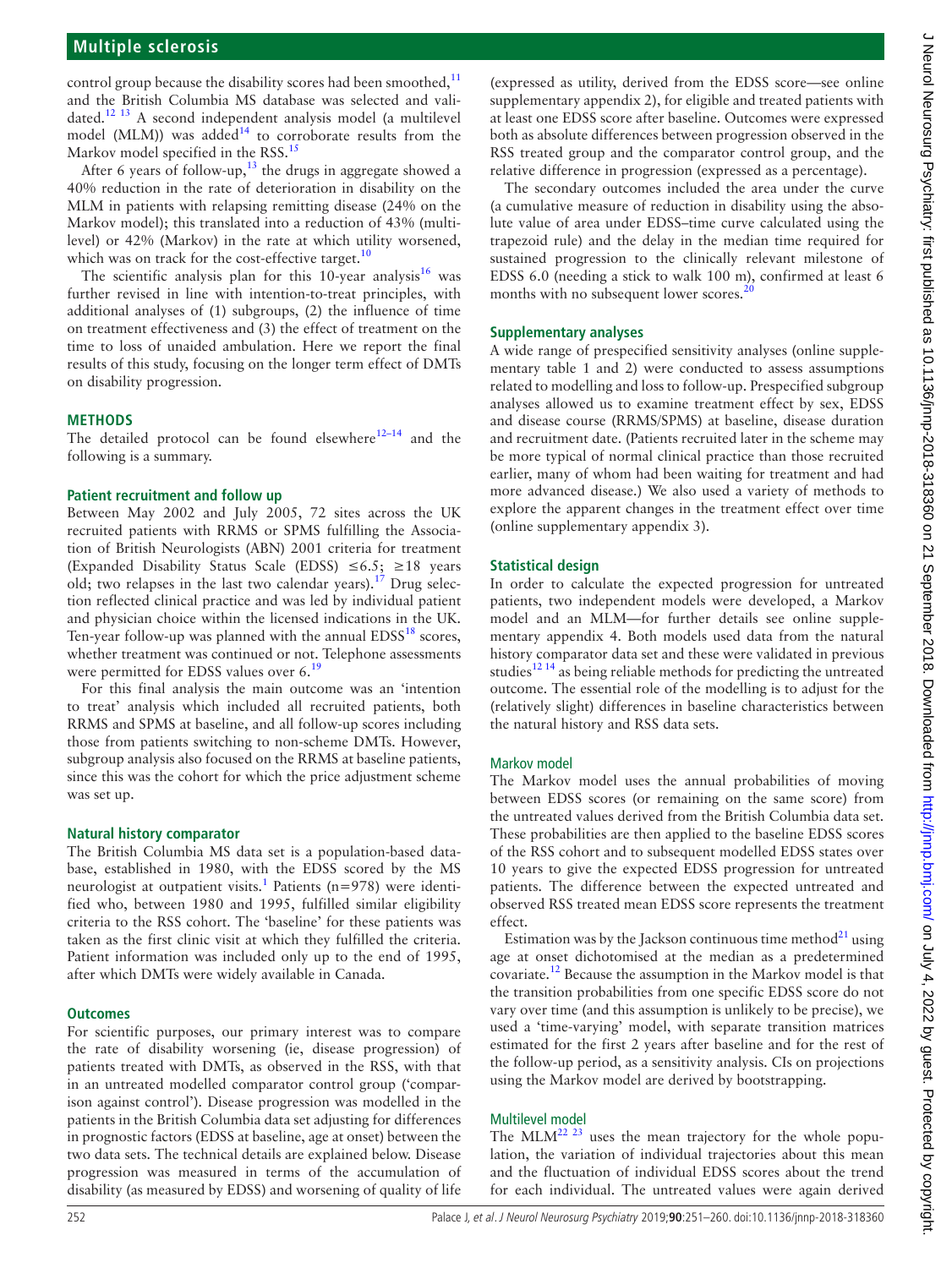control group because the disability scores had been smoothed,[11] and the British Columbia MS database was selected and validated.[12 13] A second independent analysis model (a multilevel model (MLM)) was added[14] to corroborate results from the Markov model specified in the RSS.[15]

After 6 years of follow-up,[13] the drugs in aggregate showed a 40% reduction in the rate of deterioration in disability on the MLM in patients with relapsing remitting disease (24% on the Markov model); this translated into a reduction of 43% (multilevel) or 42% (Markov) in the rate at which utility worsened, which was on track for the cost-effective target.[10]

The scientific analysis plan for this 10-year analysis[16] was further revised in line with intention-to-treat principles, with additional analyses of (1) subgroups, (2) the influence of time on treatment effectiveness and (3) the effect of treatment on the time to loss of unaided ambulation. Here we report the final results of this study, focusing on the longer term effect of DMTs on disability progression.

## METHODS

The detailed protocol can be found elsewhere[12–14] and the following is a summary.

### Patient recruitment and follow up

Between May 2002 and July 2005, 72 sites across the UK recruited patients with RRMS or SPMS fulfilling the Association of British Neurologists (ABN) 2001 criteria for treatment (Expanded Disability Status Scale (EDSS) ≤6.5; ≥18 years old; two relapses in the last two calendar years).[17] Drug selection reflected clinical practice and was led by individual patient and physician choice within the licensed indications in the UK. Ten-year follow-up was planned with the annual EDSS[18] scores, whether treatment was continued or not. Telephone assessments were permitted for EDSS values over 6.[19]

For this final analysis the main outcome was an 'intention to treat' analysis which included all recruited patients, both RRMS and SPMS at baseline, and all follow-up scores including those from patients switching to non-scheme DMTs. However, subgroup analysis also focused on the RRMS at baseline patients, since this was the cohort for which the price adjustment scheme was set up.

### Natural history comparator

The British Columbia MS data set is a population-based database, established in 1980, with the EDSS scored by the MS neurologist at outpatient visits.[1] Patients (n=978) were identified who, between 1980 and 1995, fulfilled similar eligibility criteria to the RSS cohort. The 'baseline' for these patients was taken as the first clinic visit at which they fulfilled the criteria. Patient information was included only up to the end of 1995, after which DMTs were widely available in Canada.

### Outcomes

For scientific purposes, our primary interest was to compare the rate of disability worsening (ie, disease progression) of patients treated with DMTs, as observed in the RSS, with that in an untreated modelled comparator control group ('comparison against control'). Disease progression was modelled in the patients in the British Columbia data set adjusting for differences in prognostic factors (EDSS at baseline, age at onset) between the two data sets. The technical details are explained below. Disease progression was measured in terms of the accumulation of disability (as measured by EDSS) and worsening of quality of life (expressed as utility, derived from the EDSS score—see online supplementary appendix 2), for eligible and treated patients with at least one EDSS score after baseline. Outcomes were expressed both as absolute differences between progression observed in the RSS treated group and the comparator control group, and the relative difference in progression (expressed as a percentage).

The secondary outcomes included the area under the curve (a cumulative measure of reduction in disability using the absolute value of area under EDSS–time curve calculated using the trapezoid rule) and the delay in the median time required for sustained progression to the clinically relevant milestone of EDSS 6.0 (needing a stick to walk 100 m), confirmed at least 6 months with no subsequent lower scores.[20]

### Supplementary analyses

A wide range of prespecified sensitivity analyses (online supplementary table 1 and 2) were conducted to assess assumptions related to modelling and loss to follow-up. Prespecified subgroup analyses allowed us to examine treatment effect by sex, EDSS and disease course (RRMS/SPMS) at baseline, disease duration and recruitment date. (Patients recruited later in the scheme may be more typical of normal clinical practice than those recruited earlier, many of whom had been waiting for treatment and had more advanced disease.) We also used a variety of methods to explore the apparent changes in the treatment effect over time (online supplementary appendix 3).

### Statistical design

In order to calculate the expected progression for untreated patients, two independent models were developed, a Markov model and an MLM—for further details see online supplementary appendix 4. Both models used data from the natural history comparator data set and these were validated in previous studies[12 14] as being reliable methods for predicting the untreated outcome. The essential role of the modelling is to adjust for the (relatively slight) differences in baseline characteristics between the natural history and RSS data sets.

#### Markov model

The Markov model uses the annual probabilities of moving between EDSS scores (or remaining on the same score) from the untreated values derived from the British Columbia data set. These probabilities are then applied to the baseline EDSS scores of the RSS cohort and to subsequent modelled EDSS states over 10 years to give the expected EDSS progression for untreated patients. The difference between the expected untreated and observed RSS treated mean EDSS score represents the treatment effect.

Estimation was by the Jackson continuous time method[21] using age at onset dichotomised at the median as a predetermined covariate.[12] Because the assumption in the Markov model is that the transition probabilities from one specific EDSS score do not vary over time (and this assumption is unlikely to be precise), we used a 'time-varying' model, with separate transition matrices estimated for the first 2 years after baseline and for the rest of the follow-up period, as a sensitivity analysis. CIs on projections using the Markov model are derived by bootstrapping.

#### Multilevel model

The MLM[22 23] uses the mean trajectory for the whole population, the variation of individual trajectories about this mean and the fluctuation of individual EDSS scores about the trend for each individual. The untreated values were again derived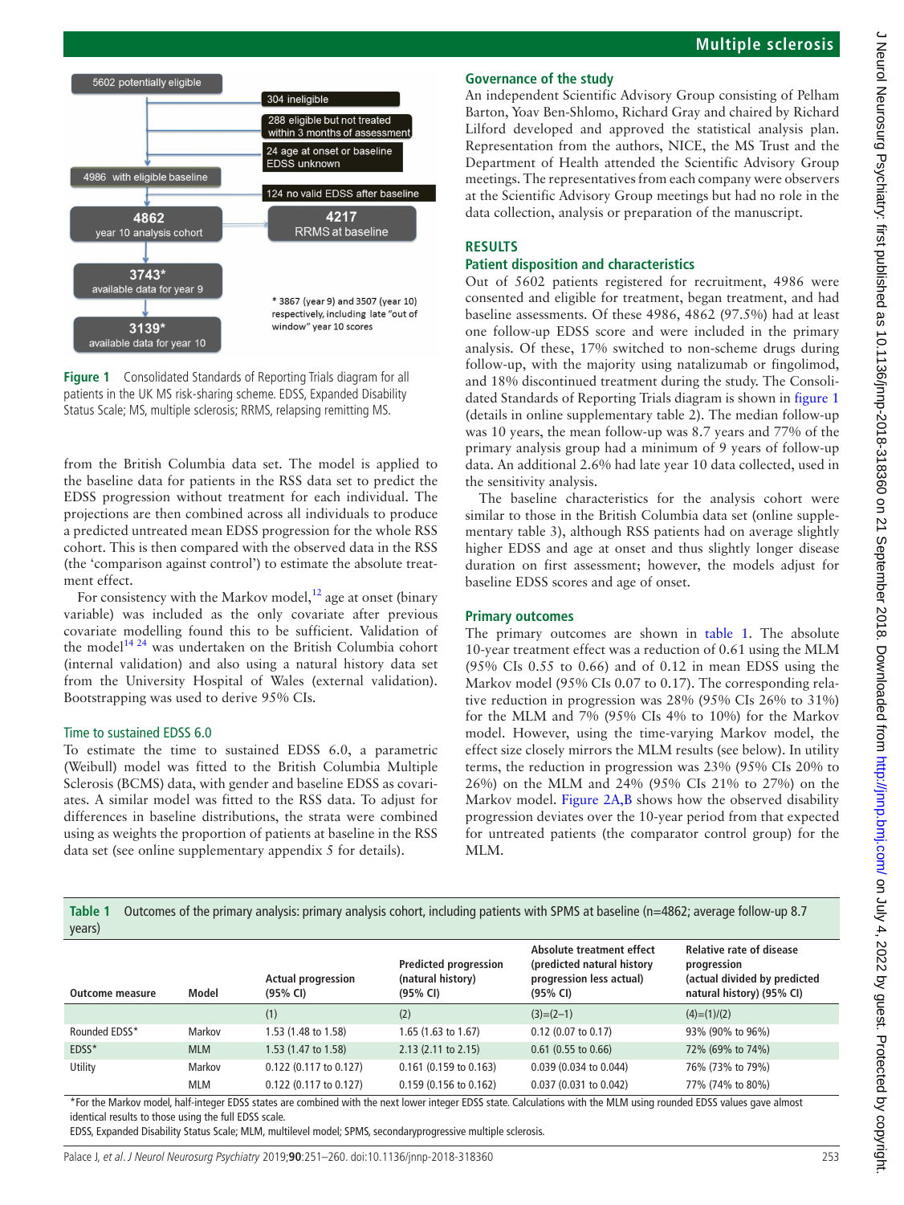5602 potentially eligible

304 ineligible

288 eligible but not treated within 3 months of assessment

24 age at onset or baseline EDSS unknown

4986 with eligible baseline

124 no valid EDSS after baseline

**4862** year 10 analysis cohort

**4217** RRMS at baseline

**3743*** available data for year 9

**3139*** available data for year 10

* 3867 (year 9) and 3507 (year 10) respectively, including late "out of window" year 10 scores

**Figure 1** Consolidated Standards of Reporting Trials diagram for all patients in the UK MS risk-sharing scheme. EDSS, Expanded Disability Status Scale; MS, multiple sclerosis; RRMS, relapsing remitting MS.

from the British Columbia data set. The model is applied to the baseline data for patients in the RSS data set to predict the EDSS progression without treatment for each individual. The projections are then combined across all individuals to produce a predicted untreated mean EDSS progression for the whole RSS cohort. This is then compared with the observed data in the RSS (the 'comparison against control') to estimate the absolute treatment effect.

For consistency with the Markov model,[12] age at onset (binary variable) was included as the only covariate after previous covariate modelling found this to be sufficient. Validation of the model[14 24] was undertaken on the British Columbia cohort (internal validation) and also using a natural history data set from the University Hospital of Wales (external validation). Bootstrapping was used to derive 95% CIs.

### Time to sustained EDSS 6.0

To estimate the time to sustained EDSS 6.0, a parametric (Weibull) model was fitted to the British Columbia Multiple Sclerosis (BCMS) data, with gender and baseline EDSS as covariates. A similar model was fitted to the RSS data. To adjust for differences in baseline distributions, the strata were combined using as weights the proportion of patients at baseline in the RSS data set (see online supplementary appendix 5 for details).

### Governance of the study

An independent Scientific Advisory Group consisting of Pelham Barton, Yoav Ben-Shlomo, Richard Gray and chaired by Richard Lilford developed and approved the statistical analysis plan. Representation from the authors, NICE, the MS Trust and the Department of Health attended the Scientific Advisory Group meetings. The representatives from each company were observers at the Scientific Advisory Group meetings but had no role in the data collection, analysis or preparation of the manuscript.

## RESULTS

### Patient disposition and characteristics

Out of 5602 patients registered for recruitment, 4986 were consented and eligible for treatment, began treatment, and had baseline assessments. Of these 4986, 4862 (97.5%) had at least one follow-up EDSS score and were included in the primary analysis. Of these, 17% switched to non-scheme drugs during follow-up, with the majority using natalizumab or fingolimod, and 18% discontinued treatment during the study. The Consolidated Standards of Reporting Trials diagram is shown in figure 1 (details in online supplementary table 2). The median follow-up was 10 years, the mean follow-up was 8.7 years and 77% of the primary analysis group had a minimum of 9 years of follow-up data. An additional 2.6% had late year 10 data collected, used in the sensitivity analysis.

The baseline characteristics for the analysis cohort were similar to those in the British Columbia data set (online supplementary table 3), although RSS patients had on average slightly higher EDSS and age at onset and thus slightly longer disease duration on first assessment; however, the models adjust for baseline EDSS scores and age of onset.

### Primary outcomes

The primary outcomes are shown in table 1. The absolute 10-year treatment effect was a reduction of 0.61 using the MLM (95% CIs 0.55 to 0.66) and of 0.12 in mean EDSS using the Markov model (95% CIs 0.07 to 0.17). The corresponding relative reduction in progression was 28% (95% CIs 26% to 31%) for the MLM and 7% (95% CIs 4% to 10%) for the Markov model. However, using the time-varying Markov model, the effect size closely mirrors the MLM results (see below). In utility terms, the reduction in progression was 23% (95% CIs 20% to 26%) on the MLM and 24% (95% CIs 21% to 27%) on the Markov model. Figure 2A,B shows how the observed disability progression deviates over the 10-year period from that expected for untreated patients (the comparator control group) for the MLM.

**Table 1** Outcomes of the primary analysis: primary analysis cohort, including patients with SPMS at baseline (n=4862; average follow-up 8.7 years)

| Outcome measure | Model | Actual progression (95% CI) | Predicted progression (natural history) (95% CI) | Absolute treatment effect (predicted natural history progression less actual) (95% CI) | Relative rate of disease progression (actual divided by predicted natural history) (95% CI) |
|---|---|---|---|---|---|
| | | (1) | (2) | (3)=(2−1) | (4)=(1)/(2) |
| Rounded EDSS* | Markov | 1.53 (1.48 to 1.58) | 1.65 (1.63 to 1.67) | 0.12 (0.07 to 0.17) | 93% (90% to 96%) |
| EDSS* | MLM | 1.53 (1.47 to 1.58) | 2.13 (2.11 to 2.15) | 0.61 (0.55 to 0.66) | 72% (69% to 74%) |
| Utility | Markov | 0.122 (0.117 to 0.127) | 0.161 (0.159 to 0.163) | 0.039 (0.034 to 0.044) | 76% (73% to 79%) |
| | MLM | 0.122 (0.117 to 0.127) | 0.159 (0.156 to 0.162) | 0.037 (0.031 to 0.042) | 77% (74% to 80%) |

*For the Markov model, half-integer EDSS states are combined with the next lower integer EDSS state. Calculations with the MLM using rounded EDSS values gave almost identical results to those using the full EDSS scale.

EDSS, Expanded Disability Status Scale; MLM, multilevel model; SPMS, secondaryprogressive multiple sclerosis.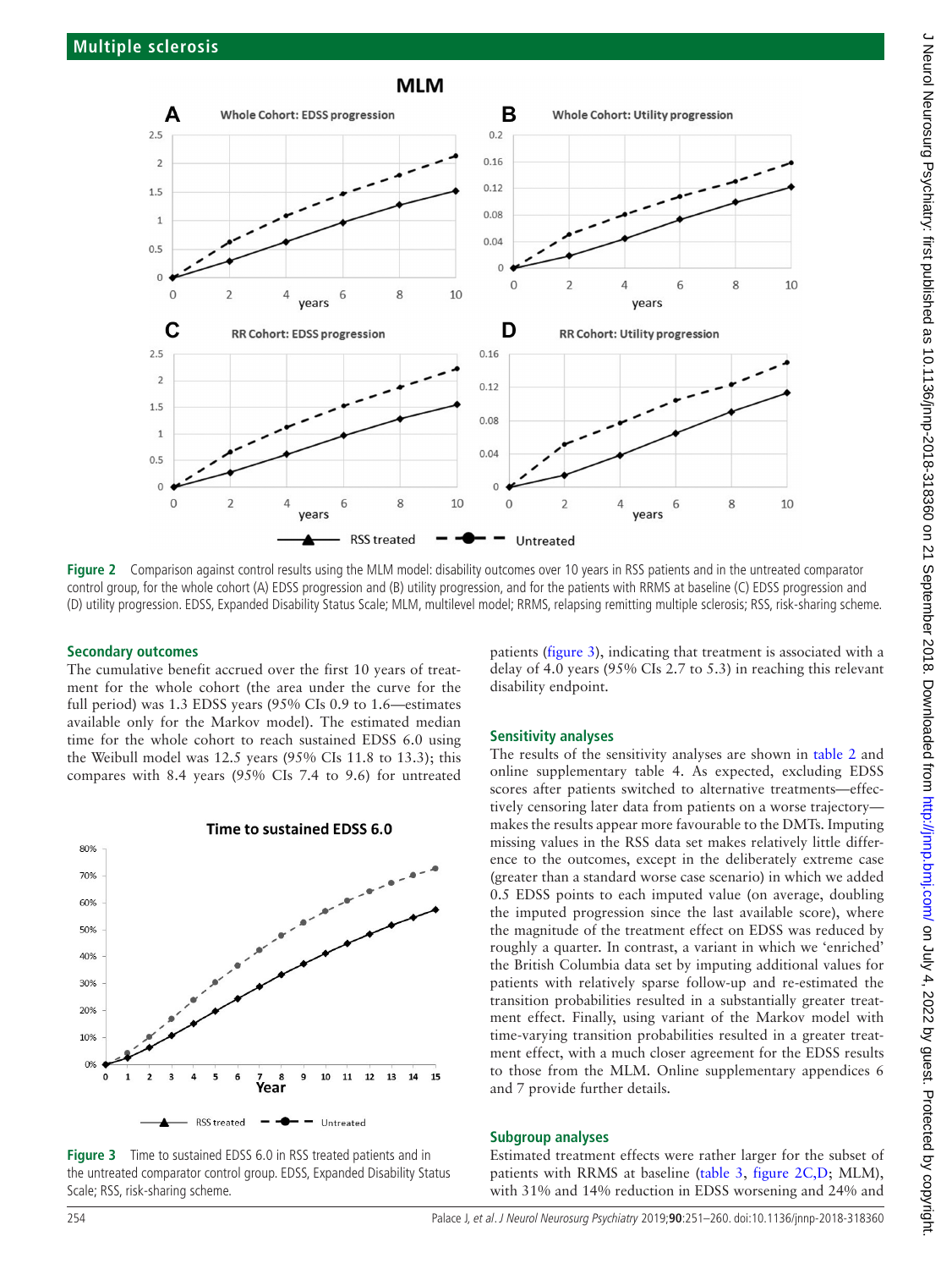Figure 2 Comparison against control results using the MLM model: disability outcomes over 10 years in RSS patients and in the untreated comparator control group, for the whole cohort (A) EDSS progression and (B) utility progression, and for the patients with RRMS at baseline (C) EDSS progression and (D) utility progression. EDSS, Expanded Disability Status Scale; MLM, multilevel model; RRMS, relapsing remitting multiple sclerosis; RSS, risk-sharing scheme.

### Secondary outcomes

The cumulative benefit accrued over the first 10 years of treatment for the whole cohort (the area under the curve for the full period) was 1.3 EDSS years (95% CIs 0.9 to 1.6—estimates available only for the Markov model). The estimated median time for the whole cohort to reach sustained EDSS 6.0 using the Weibull model was 12.5 years (95% CIs 11.8 to 13.3); this compares with 8.4 years (95% CIs 7.4 to 9.6) for untreated patients (figure 3), indicating that treatment is associated with a delay of 4.0 years (95% CIs 2.7 to 5.3) in reaching this relevant disability endpoint.

Figure 3 Time to sustained EDSS 6.0 in RSS treated patients and in the untreated comparator control group. EDSS, Expanded Disability Status Scale; RSS, risk-sharing scheme.

### Sensitivity analyses

The results of the sensitivity analyses are shown in table 2 and online supplementary table 4. As expected, excluding EDSS scores after patients switched to alternative treatments—effectively censoring later data from patients on a worse trajectory—makes the results appear more favourable to the DMTs. Imputing missing values in the RSS data set makes relatively little difference to the outcomes, except in the deliberately extreme case (greater than a standard worse case scenario) in which we added 0.5 EDSS points to each imputed value (on average, doubling the imputed progression since the last available score), where the magnitude of the treatment effect on EDSS was reduced by roughly a quarter. In contrast, a variant in which we 'enriched' the British Columbia data set by imputing additional values for patients with relatively sparse follow-up and re-estimated the transition probabilities resulted in a substantially greater treatment effect. Finally, using variant of the Markov model with time-varying transition probabilities resulted in a greater treatment effect, with a much closer agreement for the EDSS results to those from the MLM. Online supplementary appendices 6 and 7 provide further details.

### Subgroup analyses

Estimated treatment effects were rather larger for the subset of patients with RRMS at baseline (table 3, figure 2C,D; MLM), with 31% and 14% reduction in EDSS worsening and 24% and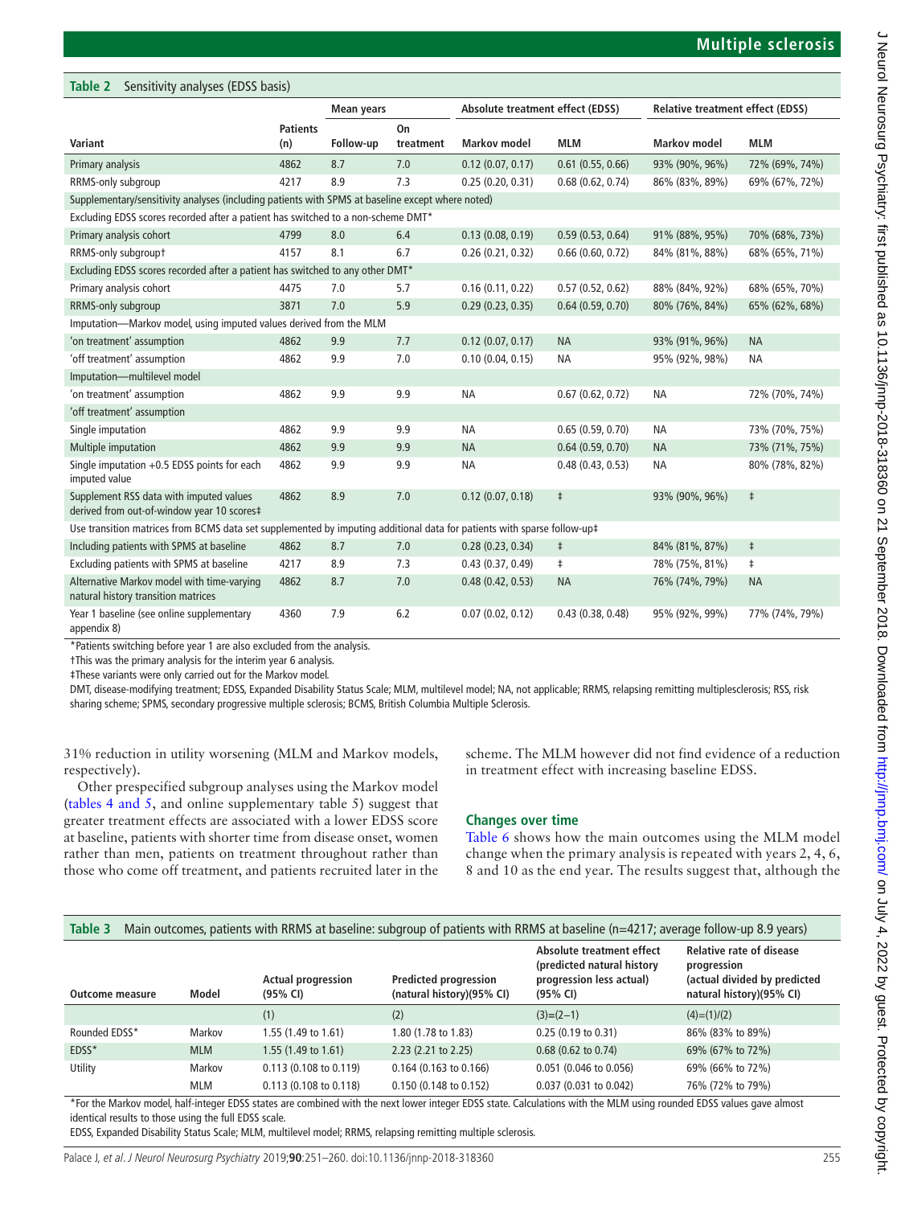**Table 2** Sensitivity analyses (EDSS basis)

| Variant | Patients (n) | Mean years | | Absolute treatment effect (EDSS) | | Relative treatment effect (EDSS) | |
|---|---|---|---|---|---|---|---|
| | | Follow-up | On treatment | Markov model | MLM | Markov model | MLM |
| Primary analysis | 4862 | 8.7 | 7.0 | 0.12 (0.07, 0.17) | 0.61 (0.55, 0.66) | 93% (90%, 96%) | 72% (69%, 74%) |
| RRMS-only subgroup | 4217 | 8.9 | 7.3 | 0.25 (0.20, 0.31) | 0.68 (0.62, 0.74) | 86% (83%, 89%) | 69% (67%, 72%) |
| Supplementary/sensitivity analyses (including patients with SPMS at baseline except where noted) | | | | | | | |
| Excluding EDSS scores recorded after a patient has switched to a non-scheme DMT* | | | | | | | |
| Primary analysis cohort | 4799 | 8.0 | 6.4 | 0.13 (0.08, 0.19) | 0.59 (0.53, 0.64) | 91% (88%, 95%) | 70% (68%, 73%) |
| RRMS-only subgroup† | 4157 | 8.1 | 6.7 | 0.26 (0.21, 0.32) | 0.66 (0.60, 0.72) | 84% (81%, 88%) | 68% (65%, 71%) |
| Excluding EDSS scores recorded after a patient has switched to any other DMT* | | | | | | | |
| Primary analysis cohort | 4475 | 7.0 | 5.7 | 0.16 (0.11, 0.22) | 0.57 (0.52, 0.62) | 88% (84%, 92%) | 68% (65%, 70%) |
| RRMS-only subgroup | 3871 | 7.0 | 5.9 | 0.29 (0.23, 0.35) | 0.64 (0.59, 0.70) | 80% (76%, 84%) | 65% (62%, 68%) |
| Imputation—Markov model, using imputed values derived from the MLM | | | | | | | |
| 'on treatment' assumption | 4862 | 9.9 | 7.7 | 0.12 (0.07, 0.17) | NA | 93% (91%, 96%) | NA |
| 'off treatment' assumption | 4862 | 9.9 | 7.0 | 0.10 (0.04, 0.15) | NA | 95% (92%, 98%) | NA |
| Imputation—multilevel model | | | | | | | |
| 'on treatment' assumption | 4862 | 9.9 | 9.9 | NA | 0.67 (0.62, 0.72) | NA | 72% (70%, 74%) |
| 'off treatment' assumption | | | | | | | |
| Single imputation | 4862 | 9.9 | 9.9 | NA | 0.65 (0.59, 0.70) | NA | 73% (70%, 75%) |
| Multiple imputation | 4862 | 9.9 | 9.9 | NA | 0.64 (0.59, 0.70) | NA | 73% (71%, 75%) |
| Single imputation +0.5 EDSS points for each imputed value | 4862 | 9.9 | 9.9 | NA | 0.48 (0.43, 0.53) | NA | 80% (78%, 82%) |
| Supplement RSS data with imputed values derived from out-of-window year 10 scores‡ | 4862 | 8.9 | 7.0 | 0.12 (0.07, 0.18) | ‡ | 93% (90%, 96%) | ‡ |
| Use transition matrices from BCMS data set supplemented by imputing additional data for patients with sparse follow-up‡ | | | | | | | |
| Including patients with SPMS at baseline | 4862 | 8.7 | 7.0 | 0.28 (0.23, 0.34) | ‡ | 84% (81%, 87%) | ‡ |
| Excluding patients with SPMS at baseline | 4217 | 8.9 | 7.3 | 0.43 (0.37, 0.49) | ‡ | 78% (75%, 81%) | ‡ |
| Alternative Markov model with time-varying natural history transition matrices | 4862 | 8.7 | 7.0 | 0.48 (0.42, 0.53) | NA | 76% (74%, 79%) | NA |
| Year 1 baseline (see online supplementary appendix 8) | 4360 | 7.9 | 6.2 | 0.07 (0.02, 0.12) | 0.43 (0.38, 0.48) | 95% (92%, 99%) | 77% (74%, 79%) |

*Patients switching before year 1 are also excluded from the analysis.
†This was the primary analysis for the interim year 6 analysis.
‡These variants were only carried out for the Markov model.
DMT, disease-modifying treatment; EDSS, Expanded Disability Status Scale; MLM, multilevel model; NA, not applicable; RRMS, relapsing remitting multiplesclerosis; RSS, risk sharing scheme; SPMS, secondary progressive multiple sclerosis; BCMS, British Columbia Multiple Sclerosis.

31% reduction in utility worsening (MLM and Markov models, respectively).

Other prespecified subgroup analyses using the Markov model (tables 4 and 5, and online supplementary table 5) suggest that greater treatment effects are associated with a lower EDSS score at baseline, patients with shorter time from disease onset, women rather than men, patients on treatment throughout rather than those who come off treatment, and patients recruited later in the scheme. The MLM however did not find evidence of a reduction in treatment effect with increasing baseline EDSS.

### Changes over time

Table 6 shows how the main outcomes using the MLM model change when the primary analysis is repeated with years 2, 4, 6, 8 and 10 as the end year. The results suggest that, although the

**Table 3** Main outcomes, patients with RRMS at baseline: subgroup of patients with RRMS at baseline (n=4217; average follow-up 8.9 years)

| Outcome measure | Model | Actual progression (95% CI) | Predicted progression (natural history)(95% CI) | Absolute treatment effect (predicted natural history progression less actual) (95% CI) | Relative rate of disease progression (actual divided by predicted natural history)(95% CI) |
|---|---|---|---|---|---|
| | | (1) | (2) | (3)=(2−1) | (4)=(1)/(2) |
| Rounded EDSS* | Markov | 1.55 (1.49 to 1.61) | 1.80 (1.78 to 1.83) | 0.25 (0.19 to 0.31) | 86% (83% to 89%) |
| EDSS* | MLM | 1.55 (1.49 to 1.61) | 2.23 (2.21 to 2.25) | 0.68 (0.62 to 0.74) | 69% (67% to 72%) |
| Utility | Markov | 0.113 (0.108 to 0.119) | 0.164 (0.163 to 0.166) | 0.051 (0.046 to 0.056) | 69% (66% to 72%) |
| | MLM | 0.113 (0.108 to 0.118) | 0.150 (0.148 to 0.152) | 0.037 (0.031 to 0.042) | 76% (72% to 79%) |

*For the Markov model, half-integer EDSS states are combined with the next lower integer EDSS state. Calculations with the MLM using rounded EDSS values gave almost identical results to those using the full EDSS scale.
EDSS, Expanded Disability Status Scale; MLM, multilevel model; RRMS, relapsing remitting multiple sclerosis.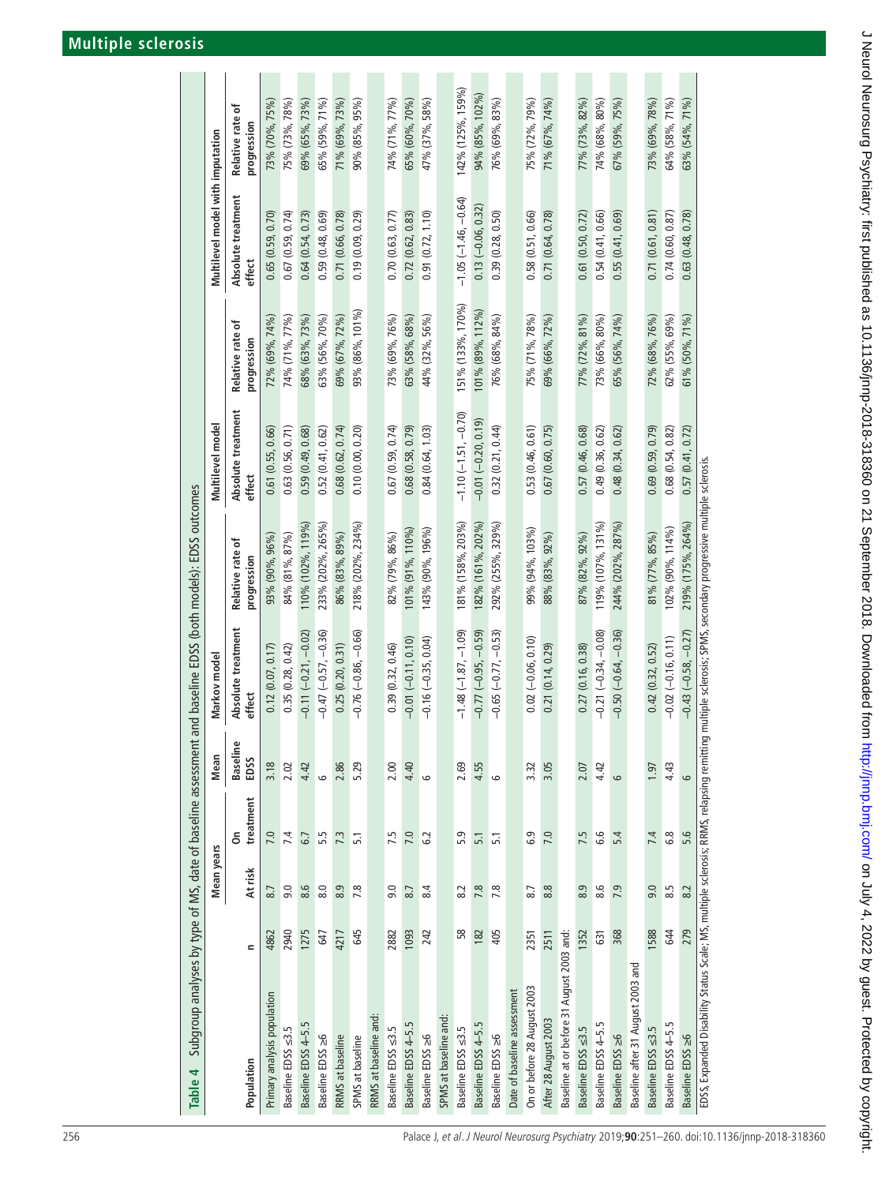**Table 4** Subgroup analyses by type of MS, date of baseline assessment and baseline EDSS (both models): EDSS outcomes

| Population | n | Mean years | | Mean | Markov model | | Multilevel model | | Multilevel model with imputation | |
|---|---|---|---|---|---|---|---|---|---|---|
| | | At risk | On treatment | Baseline EDSS | Absolute treatment effect | Relative rate of progression | Absolute treatment effect | Relative rate of progression | Absolute treatment effect | Relative rate of progression |
| Primary analysis population | 4862 | 8.7 | 7.0 | 3.18 | 0.12 (0.07, 0.17) | 93% (90%, 96%) | 0.61 (0.55, 0.66) | 72% (69%, 74%) | 0.65 (0.59, 0.70) | 73% (70%, 75%) |
| Baseline EDSS ≤3.5 | 2940 | 9.0 | 7.4 | 2.02 | 0.35 (0.28, 0.42) | 84% (81%, 87%) | 0.63 (0.56, 0.71) | 74% (71%, 77%) | 0.67 (0.59, 0.74) | 75% (73%, 78%) |
| Baseline EDSS 4–5.5 | 1275 | 8.6 | 6.7 | 4.42 | −0.11 (−0.21, −0.02) | 110% (102%, 119%) | 0.59 (0.49, 0.68) | 68% (63%, 73%) | 0.64 (0.54, 0.73) | 69% (65%, 73%) |
| Baseline EDSS ≥6 | 647 | 8.0 | 5.5 | 6 | −0.47 (−0.57, −0.36) | 233% (202%, 265%) | 0.52 (0.41, 0.62) | 63% (56%, 70%) | 0.59 (0.48, 0.69) | 65% (59%, 71%) |
| RRMS at baseline | 4217 | 8.9 | 7.3 | 2.86 | 0.25 (0.20, 0.31) | 86% (83%, 89%) | 0.68 (0.62, 0.74) | 69% (67%, 72%) | 0.71 (0.66, 0.78) | 71% (69%, 73%) |
| SPMS at baseline | 645 | 7.8 | 5.1 | 5.29 | −0.76 (−0.86, −0.66) | 218% (202%, 234%) | 0.10 (0.00, 0.20) | 93% (86%, 101%) | 0.19 (0.09, 0.29) | 90% (85%, 95%) |
| RRMS at baseline and: | | | | | | | | | | |
| Baseline EDSS ≤3.5 | 2882 | 9.0 | 7.5 | 2.00 | 0.39 (0.32, 0.46) | 82% (79%, 86%) | 0.67 (0.59, 0.74) | 73% (69%, 76%) | 0.70 (0.63, 0.77) | 74% (71%, 77%) |
| Baseline EDSS 4–5.5 | 1093 | 8.7 | 7.0 | 4.40 | −0.01 (−0.11, 0.10) | 101% (91%, 110%) | 0.68 (0.58, 0.79) | 63% (58%, 68%) | 0.72 (0.62, 0.83) | 65% (60%, 70%) |
| Baseline EDSS ≥6 | 242 | 8.4 | 6.2 | 6 | −0.16 (−0.35, 0.04) | 143% (90%, 196%) | 0.84 (0.64, 1.03) | 44% (32%, 56%) | 0.91 (0.72, 1.10) | 47% (37%, 58%) |
| SPMS at baseline and: | | | | | | | | | | |
| Baseline EDSS ≤3.5 | 58 | 8.2 | 5.9 | 2.69 | −1.48 (−1.87, −1.09) | 181% (158%, 203%) | −1.10 (−1.51, −0.70) | 151% (133%, 170%) | −1.05 (−1.46, −0.64) | 142% (125%, 159%) |
| Baseline EDSS 4–5.5 | 182 | 7.8 | 5.1 | 4.55 | −0.77 (−0.95, −0.59) | 182% (161%, 202%) | −0.01 (−0.20, 0.19) | 101% (89%, 112%) | 0.13 (−0.06, 0.32) | 94% (85%, 102%) |
| Baseline EDSS ≥6 | 405 | 7.8 | 5.1 | 6 | −0.65 (−0.77, −0.53) | 292% (255%, 329%) | 0.32 (0.21, 0.44) | 76% (68%, 84%) | 0.39 (0.28, 0.50) | 76% (69%, 83%) |
| Date of baseline assessment | | | | | | | | | | |
| On or before 28 August 2003 | 2351 | 8.7 | 6.9 | 3.32 | 0.02 (−0.06, 0.10) | 99% (94%, 103%) | 0.53 (0.46, 0.61) | 75% (71%, 78%) | 0.58 (0.51, 0.66) | 75% (72%, 79%) |
| After 28 August 2003 | 2511 | 8.8 | 7.0 | 3.05 | 0.21 (0.14, 0.29) | 88% (83%, 92%) | 0.67 (0.60, 0.75) | 69% (66%, 72%) | 0.71 (0.64, 0.78) | 71% (67%, 74%) |
| Baseline at or before 31 August 2003 and: | | | | | | | | | | |
| Baseline EDSS ≤3.5 | 1352 | 8.9 | 7.5 | 2.07 | 0.27 (0.16, 0.38) | 87% (82%, 92%) | 0.57 (0.46, 0.68) | 77% (72%, 81%) | 0.61 (0.50, 0.72) | 77% (73%, 82%) |
| Baseline EDSS 4–5.5 | 631 | 8.6 | 6.6 | 4.42 | −0.21 (−0.34, −0.08) | 119% (107%, 131%) | 0.49 (0.36, 0.62) | 73% (66%, 80%) | 0.54 (0.41, 0.66) | 74% (68%, 80%) |
| Baseline EDSS ≥6 | 368 | 7.9 | 5.4 | 6 | −0.50 (−0.64, −0.36) | 244% (202%, 287%) | 0.48 (0.34, 0.62) | 65% (56%, 74%) | 0.55 (0.41, 0.69) | 67% (59%, 75%) |
| Baseline after 31 August 2003 and | | | | | | | | | | |
| Baseline EDSS ≤3.5 | 1588 | 9.0 | 7.4 | 1.97 | 0.42 (0.32, 0.52) | 81% (77%, 85%) | 0.69 (0.59, 0.79) | 72% (68%, 76%) | 0.71 (0.61, 0.81) | 73% (69%, 78%) |
| Baseline EDSS 4–5.5 | 644 | 8.5 | 6.8 | 4.43 | −0.02 (−0.16, 0.11) | 102% (90%, 114%) | 0.68 (0.54, 0.82) | 62% (55%, 69%) | 0.74 (0.60, 0.87) | 64% (58%, 71%) |
| Baseline EDSS ≥6 | 279 | 8.2 | 5.6 | 6 | −0.43 (−0.58, −0.27) | 219% (175%, 264%) | 0.57 (0.41, 0.72) | 61% (50%, 71%) | 0.63 (0.48, 0.78) | 63% (54%, 71%) |

EDSS, Expanded Disability Status Scale; MS, multiple sclerosis; RRMS, relapsing remitting multiple sclerosis; SPMS, secondary progressive multiple sclerosis.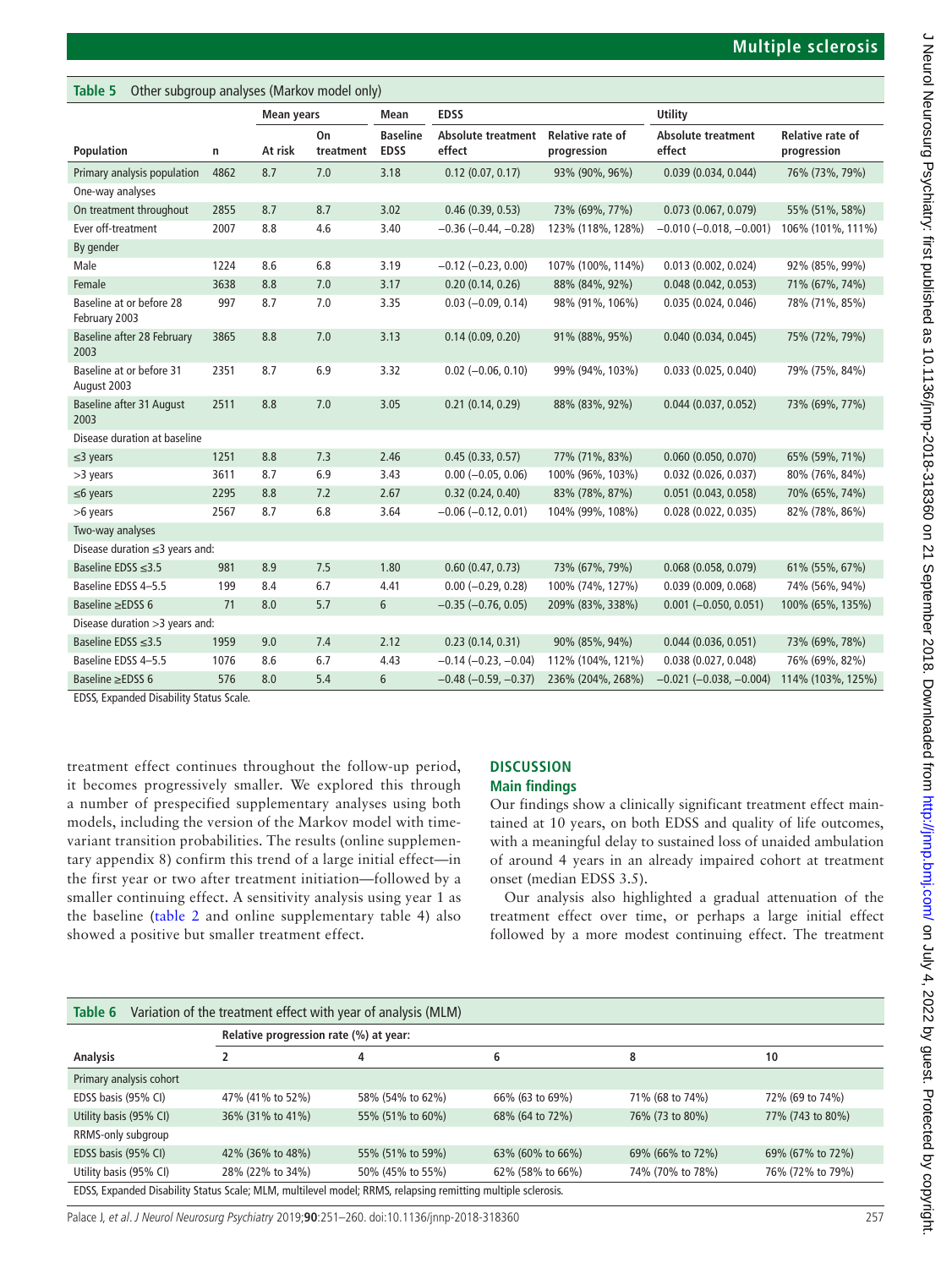**Table 5** Other subgroup analyses (Markov model only)

| Population | n | Mean years | | Mean | EDSS | | Utility | |
|---|---|---|---|---|---|---|---|---|
| | | At risk | On treatment | Baseline EDSS | Absolute treatment effect | Relative rate of progression | Absolute treatment effect | Relative rate of progression |
| Primary analysis population | 4862 | 8.7 | 7.0 | 3.18 | 0.12 (0.07, 0.17) | 93% (90%, 96%) | 0.039 (0.034, 0.044) | 76% (73%, 79%) |
| One-way analyses | | | | | | | | |
| On treatment throughout | 2855 | 8.7 | 8.7 | 3.02 | 0.46 (0.39, 0.53) | 73% (69%, 77%) | 0.073 (0.067, 0.079) | 55% (51%, 58%) |
| Ever off-treatment | 2007 | 8.8 | 4.6 | 3.40 | −0.36 (−0.44, −0.28) | 123% (118%, 128%) | −0.010 (−0.018, −0.001) | 106% (101%, 111%) |
| By gender | | | | | | | | |
| Male | 1224 | 8.6 | 6.8 | 3.19 | −0.12 (−0.23, 0.00) | 107% (100%, 114%) | 0.013 (0.002, 0.024) | 92% (85%, 99%) |
| Female | 3638 | 8.8 | 7.0 | 3.17 | 0.20 (0.14, 0.26) | 88% (84%, 92%) | 0.048 (0.042, 0.053) | 71% (67%, 74%) |
| Baseline at or before 28 February 2003 | 997 | 8.7 | 7.0 | 3.35 | 0.03 (−0.09, 0.14) | 98% (91%, 106%) | 0.035 (0.024, 0.046) | 78% (71%, 85%) |
| Baseline after 28 February 2003 | 3865 | 8.8 | 7.0 | 3.13 | 0.14 (0.09, 0.20) | 91% (88%, 95%) | 0.040 (0.034, 0.045) | 75% (72%, 79%) |
| Baseline at or before 31 August 2003 | 2351 | 8.7 | 6.9 | 3.32 | 0.02 (−0.06, 0.10) | 99% (94%, 103%) | 0.033 (0.025, 0.040) | 79% (75%, 84%) |
| Baseline after 31 August 2003 | 2511 | 8.8 | 7.0 | 3.05 | 0.21 (0.14, 0.29) | 88% (83%, 92%) | 0.044 (0.037, 0.052) | 73% (69%, 77%) |
| Disease duration at baseline | | | | | | | | |
| ≤3 years | 1251 | 8.8 | 7.3 | 2.46 | 0.45 (0.33, 0.57) | 77% (71%, 83%) | 0.060 (0.050, 0.070) | 65% (59%, 71%) |
| >3 years | 3611 | 8.7 | 6.9 | 3.43 | 0.00 (−0.05, 0.06) | 100% (96%, 103%) | 0.032 (0.026, 0.037) | 80% (76%, 84%) |
| ≤6 years | 2295 | 8.8 | 7.2 | 2.67 | 0.32 (0.24, 0.40) | 83% (78%, 87%) | 0.051 (0.043, 0.058) | 70% (65%, 74%) |
| >6 years | 2567 | 8.7 | 6.8 | 3.64 | −0.06 (−0.12, 0.01) | 104% (99%, 108%) | 0.028 (0.022, 0.035) | 82% (78%, 86%) |
| Two-way analyses | | | | | | | | |
| Disease duration ≤3 years and: | | | | | | | | |
| Baseline EDSS ≤3.5 | 981 | 8.9 | 7.5 | 1.80 | 0.60 (0.47, 0.73) | 73% (67%, 79%) | 0.068 (0.058, 0.079) | 61% (55%, 67%) |
| Baseline EDSS 4–5.5 | 199 | 8.4 | 6.7 | 4.41 | 0.00 (−0.29, 0.28) | 100% (74%, 127%) | 0.039 (0.009, 0.068) | 74% (56%, 94%) |
| Baseline ≥EDSS 6 | 71 | 8.0 | 5.7 | 6 | −0.35 (−0.76, 0.05) | 209% (83%, 338%) | 0.001 (−0.050, 0.051) | 100% (65%, 135%) |
| Disease duration >3 years and: | | | | | | | | |
| Baseline EDSS ≤3.5 | 1959 | 9.0 | 7.4 | 2.12 | 0.23 (0.14, 0.31) | 90% (85%, 94%) | 0.044 (0.036, 0.051) | 73% (69%, 78%) |
| Baseline EDSS 4–5.5 | 1076 | 8.6 | 6.7 | 4.43 | −0.14 (−0.23, −0.04) | 112% (104%, 121%) | 0.038 (0.027, 0.048) | 76% (69%, 82%) |
| Baseline ≥EDSS 6 | 576 | 8.0 | 5.4 | 6 | −0.48 (−0.59, −0.37) | 236% (204%, 268%) | −0.021 (−0.038, −0.004) | 114% (103%, 125%) |

EDSS, Expanded Disability Status Scale.

treatment effect continues throughout the follow-up period, it becomes progressively smaller. We explored this through a number of prespecified supplementary analyses using both models, including the version of the Markov model with time-variant transition probabilities. The results (online supplementary appendix 8) confirm this trend of a large initial effect—in the first year or two after treatment initiation—followed by a smaller continuing effect. A sensitivity analysis using year 1 as the baseline (table 2 and online supplementary table 4) also showed a positive but smaller treatment effect.

## DISCUSSION

### Main findings

Our findings show a clinically significant treatment effect maintained at 10 years, on both EDSS and quality of life outcomes, with a meaningful delay to sustained loss of unaided ambulation of around 4 years in an already impaired cohort at treatment onset (median EDSS 3.5).

Our analysis also highlighted a gradual attenuation of the treatment effect over time, or perhaps a large initial effect followed by a more modest continuing effect. The treatment

**Table 6** Variation of the treatment effect with year of analysis (MLM)

| Analysis | Relative progression rate (%) at year: | | | | |
|---|---|---|---|---|---|
| | 2 | 4 | 6 | 8 | 10 |
| Primary analysis cohort | | | | | |
| EDSS basis (95% CI) | 47% (41% to 52%) | 58% (54% to 62%) | 66% (63 to 69%) | 71% (68 to 74%) | 72% (69 to 74%) |
| Utility basis (95% CI) | 36% (31% to 41%) | 55% (51% to 60%) | 68% (64 to 72%) | 76% (73 to 80%) | 77% (743 to 80%) |
| RRMS-only subgroup | | | | | |
| EDSS basis (95% CI) | 42% (36% to 48%) | 55% (51% to 59%) | 63% (60% to 66%) | 69% (66% to 72%) | 69% (67% to 72%) |
| Utility basis (95% CI) | 28% (22% to 34%) | 50% (45% to 55%) | 62% (58% to 66%) | 74% (70% to 78%) | 76% (72% to 79%) |

EDSS, Expanded Disability Status Scale; MLM, multilevel model; RRMS, relapsing remitting multiple sclerosis.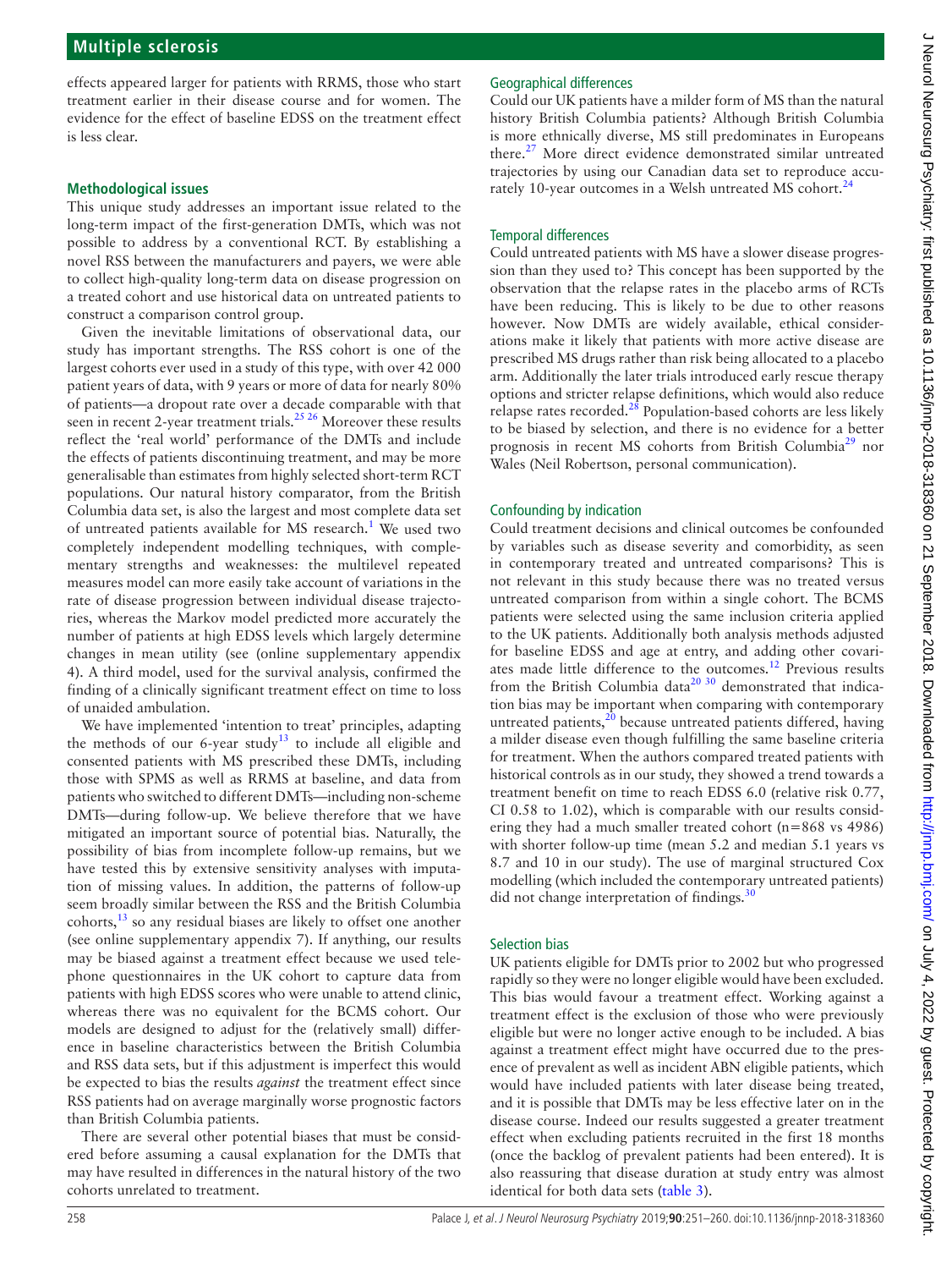effects appeared larger for patients with RRMS, those who start treatment earlier in their disease course and for women. The evidence for the effect of baseline EDSS on the treatment effect is less clear.

### Methodological issues

This unique study addresses an important issue related to the long-term impact of the first-generation DMTs, which was not possible to address by a conventional RCT. By establishing a novel RSS between the manufacturers and payers, we were able to collect high-quality long-term data on disease progression on a treated cohort and use historical data on untreated patients to construct a comparison control group.

Given the inevitable limitations of observational data, our study has important strengths. The RSS cohort is one of the largest cohorts ever used in a study of this type, with over 42 000 patient years of data, with 9 years or more of data for nearly 80% of patients—a dropout rate over a decade comparable with that seen in recent 2-year treatment trials.[25 26] Moreover these results reflect the 'real world' performance of the DMTs and include the effects of patients discontinuing treatment, and may be more generalisable than estimates from highly selected short-term RCT populations. Our natural history comparator, from the British Columbia data set, is also the largest and most complete data set of untreated patients available for MS research.[1] We used two completely independent modelling techniques, with complementary strengths and weaknesses: the multilevel repeated measures model can more easily take account of variations in the rate of disease progression between individual disease trajectories, whereas the Markov model predicted more accurately the number of patients at high EDSS levels which largely determine changes in mean utility (see (online supplementary appendix 4). A third model, used for the survival analysis, confirmed the finding of a clinically significant treatment effect on time to loss of unaided ambulation.

We have implemented 'intention to treat' principles, adapting the methods of our 6-year study[13] to include all eligible and consented patients with MS prescribed these DMTs, including those with SPMS as well as RRMS at baseline, and data from patients who switched to different DMTs—including non-scheme DMTs—during follow-up. We believe therefore that we have mitigated an important source of potential bias. Naturally, the possibility of bias from incomplete follow-up remains, but we have tested this by extensive sensitivity analyses with imputation of missing values. In addition, the patterns of follow-up seem broadly similar between the RSS and the British Columbia cohorts,[13] so any residual biases are likely to offset one another (see online supplementary appendix 7). If anything, our results may be biased against a treatment effect because we used telephone questionnaires in the UK cohort to capture data from patients with high EDSS scores who were unable to attend clinic, whereas there was no equivalent for the BCMS cohort. Our models are designed to adjust for the (relatively small) difference in baseline characteristics between the British Columbia and RSS data sets, but if this adjustment is imperfect this would be expected to bias the results *against* the treatment effect since RSS patients had on average marginally worse prognostic factors than British Columbia patients.

There are several other potential biases that must be considered before assuming a causal explanation for the DMTs that may have resulted in differences in the natural history of the two cohorts unrelated to treatment.

#### Geographical differences

Could our UK patients have a milder form of MS than the natural history British Columbia patients? Although British Columbia is more ethnically diverse, MS still predominates in Europeans there.[27] More direct evidence demonstrated similar untreated trajectories by using our Canadian data set to reproduce accurately 10-year outcomes in a Welsh untreated MS cohort.[24]

#### Temporal differences

Could untreated patients with MS have a slower disease progression than they used to? This concept has been supported by the observation that the relapse rates in the placebo arms of RCTs have been reducing. This is likely to be due to other reasons however. Now DMTs are widely available, ethical considerations make it likely that patients with more active disease are prescribed MS drugs rather than risk being allocated to a placebo arm. Additionally the later trials introduced early rescue therapy options and stricter relapse definitions, which would also reduce relapse rates recorded.[28] Population-based cohorts are less likely to be biased by selection, and there is no evidence for a better prognosis in recent MS cohorts from British Columbia[29] nor Wales (Neil Robertson, personal communication).

#### Confounding by indication

Could treatment decisions and clinical outcomes be confounded by variables such as disease severity and comorbidity, as seen in contemporary treated and untreated comparisons? This is not relevant in this study because there was no treated versus untreated comparison from within a single cohort. The BCMS patients were selected using the same inclusion criteria applied to the UK patients. Additionally both analysis methods adjusted for baseline EDSS and age at entry, and adding other covariates made little difference to the outcomes.[12] Previous results from the British Columbia data[20 30] demonstrated that indication bias may be important when comparing with contemporary untreated patients,[20] because untreated patients differed, having a milder disease even though fulfilling the same baseline criteria for treatment. When the authors compared treated patients with historical controls as in our study, they showed a trend towards a treatment benefit on time to reach EDSS 6.0 (relative risk 0.77, CI 0.58 to 1.02), which is comparable with our results considering they had a much smaller treated cohort (n=868 vs 4986) with shorter follow-up time (mean 5.2 and median 5.1 years vs 8.7 and 10 in our study). The use of marginal structured Cox modelling (which included the contemporary untreated patients) did not change interpretation of findings.[30]

#### Selection bias

UK patients eligible for DMTs prior to 2002 but who progressed rapidly so they were no longer eligible would have been excluded. This bias would favour a treatment effect. Working against a treatment effect is the exclusion of those who were previously eligible but were no longer active enough to be included. A bias against a treatment effect might have occurred due to the presence of prevalent as well as incident ABN eligible patients, which would have included patients with later disease being treated, and it is possible that DMTs may be less effective later on in the disease course. Indeed our results suggested a greater treatment effect when excluding patients recruited in the first 18 months (once the backlog of prevalent patients had been entered). It is also reassuring that disease duration at study entry was almost identical for both data sets (table 3).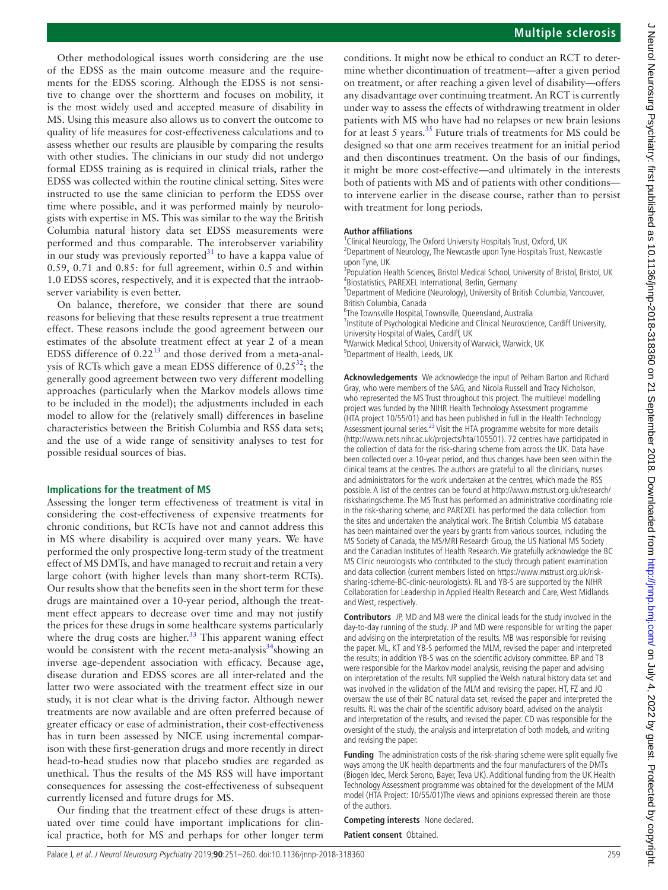Other methodological issues worth considering are the use of the EDSS as the main outcome measure and the requirements for the EDSS scoring. Although the EDSS is not sensitive to change over the shortterm and focuses on mobility, it is the most widely used and accepted measure of disability in MS. Using this measure also allows us to convert the outcome to quality of life measures for cost-effectiveness calculations and to assess whether our results are plausible by comparing the results with other studies. The clinicians in our study did not undergo formal EDSS training as is required in clinical trials, rather the EDSS was collected within the routine clinical setting. Sites were instructed to use the same clinician to perform the EDSS over time where possible, and it was performed mainly by neurologists with expertise in MS. This was similar to the way the British Columbia natural history data set EDSS measurements were performed and thus comparable. The interobserver variability in our study was previously reported[31] to have a kappa value of 0.59, 0.71 and 0.85: for full agreement, within 0.5 and within 1.0 EDSS scores, respectively, and it is expected that the intraobserver variability is even better.

On balance, therefore, we consider that there are sound reasons for believing that these results represent a true treatment effect. These reasons include the good agreement between our estimates of the absolute treatment effect at year 2 of a mean EDSS difference of 0.22[13] and those derived from a meta-analysis of RCTs which gave a mean EDSS difference of 0.25[32]; the generally good agreement between two very different modelling approaches (particularly when the Markov models allows time to be included in the model); the adjustments included in each model to allow for the (relatively small) differences in baseline characteristics between the British Columbia and RSS data sets; and the use of a wide range of sensitivity analyses to test for possible residual sources of bias.

### Implications for the treatment of MS

Assessing the longer term effectiveness of treatment is vital in considering the cost-effectiveness of expensive treatments for chronic conditions, but RCTs have not and cannot address this in MS where disability is acquired over many years. We have performed the only prospective long-term study of the treatment effect of MS DMTs, and have managed to recruit and retain a very large cohort (with higher levels than many short-term RCTs). Our results show that the benefits seen in the short term for these drugs are maintained over a 10-year period, although the treatment effect appears to decrease over time and may not justify the prices for these drugs in some healthcare systems particularly where the drug costs are higher.[33] This apparent waning effect would be consistent with the recent meta-analysis[34] showing an inverse age-dependent association with efficacy. Because age, disease duration and EDSS scores are all inter-related and the latter two were associated with the treatment effect size in our study, it is not clear what is the driving factor. Although newer treatments are now available and are often preferred because of greater efficacy or ease of administration, their cost-effectiveness has in turn been assessed by NICE using incremental comparison with these first-generation drugs and more recently in direct head-to-head studies now that placebo studies are regarded as unethical. Thus the results of the MS RSS will have important consequences for assessing the cost-effectiveness of subsequent currently licensed and future drugs for MS.

Our finding that the treatment effect of these drugs is attenuated over time could have important implications for clinical practice, both for MS and perhaps for other longer term conditions. It might now be ethical to conduct an RCT to determine whether dicontinuation of treatment—after a given period on treatment, or after reaching a given level of disability—offers any disadvantage over continuing treatment. An RCT is currently under way to assess the effects of withdrawing treatment in older patients with MS who have had no relapses or new brain lesions for at least 5 years.[35] Future trials of treatments for MS could be designed so that one arm receives treatment for an initial period and then discontinues treatment. On the basis of our findings, it might be more cost-effective—and ultimately in the interests both of patients with MS and of patients with other conditions—to intervene earlier in the disease course, rather than to persist with treatment for long periods.

**Author affiliations**
[1]Clinical Neurology, The Oxford University Hospitals Trust, Oxford, UK
[2]Department of Neurology, The Newcastle upon Tyne Hospitals Trust, Newcastle upon Tyne, UK
[3]Population Health Sciences, Bristol Medical School, University of Bristol, Bristol, UK
[4]Biostatistics, PAREXEL International, Berlin, Germany
[5]Department of Medicine (Neurology), University of British Columbia, Vancouver, British Columbia, Canada
[6]The Townsville Hospital, Townsville, Queensland, Australia
[7]Institute of Psychological Medicine and Clinical Neuroscience, Cardiff University, University Hospital of Wales, Cardiff, UK
[8]Warwick Medical School, University of Warwick, Warwick, UK
[9]Department of Health, Leeds, UK

**Acknowledgements** We acknowledge the input of Pelham Barton and Richard Gray, who were members of the SAG, and Nicola Russell and Tracy Nicholson, who represented the MS Trust throughout this project. The multilevel modelling project was funded by the NIHR Health Technology Assessment programme (HTA project 10/55/01) and has been published in full in the Health Technology Assessment journal series.[23] Visit the HTA programme website for more details (http://www.nets.nihr.ac.uk/projects/hta/105501). 72 centres have participated in the collection of data for the risk-sharing scheme from across the UK. Data have been collected over a 10-year period, and thus changes have been seen within the clinical teams at the centres. The authors are grateful to all the clinicians, nurses and administrators for the work undertaken at the centres, which made the RSS possible. A list of the centres can be found at http://www.mstrust.org.uk/research/risksharingscheme. The MS Trust has performed an administrative coordinating role in the risk-sharing scheme, and PAREXEL has performed the data collection from the sites and undertaken the analytical work. The British Columbia MS database has been maintained over the years by grants from various sources, including the MS Society of Canada, the MS/MRI Research Group, the US National MS Society and the Canadian Institutes of Health Research. We gratefully acknowledge the BC MS Clinic neurologists who contributed to the study through patient examination and data collection (current members listed on https://www.mstrust.org.uk/risk-sharing-scheme-BC-clinic-neurologists). RL and YB-S are supported by the NIHR Collaboration for Leadership in Applied Health Research and Care, West Midlands and West, respectively.

**Contributors** JP, MD and MB were the clinical leads for the study involved in the day-to-day running of the study. JP and MD were responsible for writing the paper and advising on the interpretation of the results. MB was responsible for revising the paper. ML, KT and YB-S performed the MLM, revised the paper and interpreted the results; in addition YB-S was on the scientific advisory committee. BP and TB were responsible for the Markov model analysis, revising the paper and advising on interpretation of the results. NR supplied the Welsh natural history data set and was involved in the validation of the MLM and revising the paper. HT, FZ and JO oversaw the use of their BC natural data set, revised the paper and interpreted the results. RL was the chair of the scientific advisory board, advised on the analysis and interpretation of the results, and revised the paper. CD was responsible for the oversight of the study, the analysis and interpretation of both models, and writing and revising the paper.

**Funding** The administration costs of the risk-sharing scheme were split equally five ways among the UK health departments and the four manufacturers of the DMTs (Biogen Idec, Merck Serono, Bayer, Teva UK). Additional funding from the UK Health Technology Assessment programme was obtained for the development of the MLM model (HTA Project: 10/55/01)The views and opinions expressed therein are those of the authors.

**Competing interests** None declared.

**Patient consent** Obtained.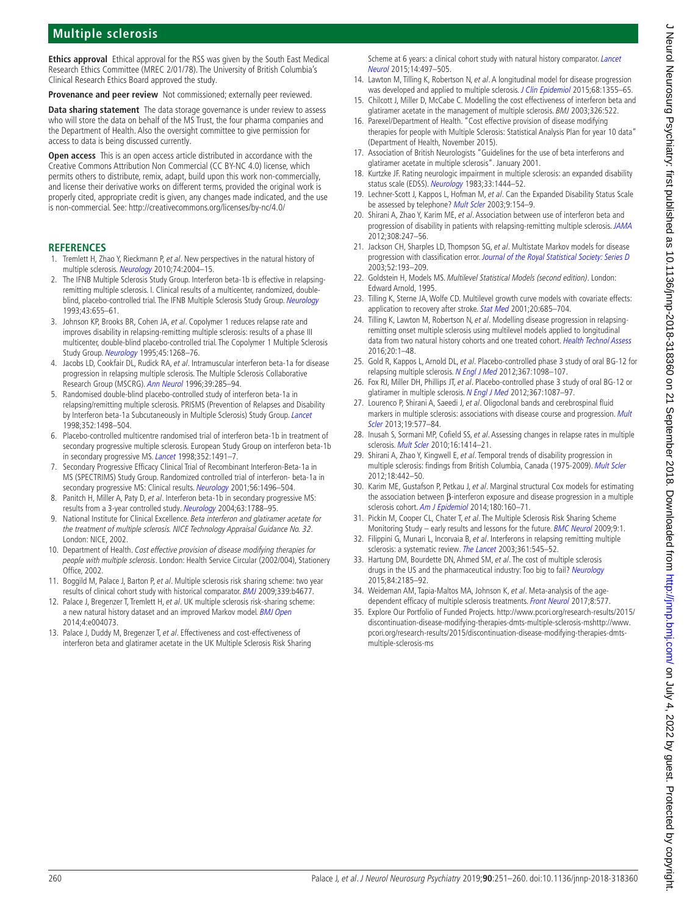**Ethics approval** Ethical approval for the RSS was given by the South East Medical Research Ethics Committee (MREC 2/01/78). The University of British Columbia's Clinical Research Ethics Board approved the study.

**Provenance and peer review** Not commissioned; externally peer reviewed.

**Data sharing statement** The data storage governance is under review to assess who will store the data on behalf of the MS Trust, the four pharma companies and the Department of Health. Also the oversight committee to give permission for access to data is being discussed currently.

**Open access** This is an open access article distributed in accordance with the Creative Commons Attribution Non Commercial (CC BY-NC 4.0) license, which permits others to distribute, remix, adapt, build upon this work non-commercially, and license their derivative works on different terms, provided the original work is properly cited, appropriate credit is given, any changes made indicated, and the use is non-commercial. See: http://creativecommons.org/licenses/by-nc/4.0/

## REFERENCES

1. Tremlett H, Zhao Y, Rieckmann P, *et al*. New perspectives in the natural history of multiple sclerosis. *Neurology* 2010;74:2004–15.
2. The IFNB Multiple Sclerosis Study Group. Interferon beta-1b is effective in relapsing-remitting multiple sclerosis. I. Clinical results of a multicenter, randomized, double-blind, placebo-controlled trial. The IFNB Multiple Sclerosis Study Group. *Neurology* 1993;43:655–61.
3. Johnson KP, Brooks BR, Cohen JA, *et al*. Copolymer 1 reduces relapse rate and improves disability in relapsing-remitting multiple sclerosis: results of a phase III multicenter, double-blind placebo-controlled trial. The Copolymer 1 Multiple Sclerosis Study Group. *Neurology* 1995;45:1268–76.
4. Jacobs LD, Cookfair DL, Rudick RA, *et al*. Intramuscular interferon beta-1a for disease progression in relapsing multiple sclerosis. The Multiple Sclerosis Collaborative Research Group (MSCRG). *Ann Neurol* 1996;39:285–94.
5. Randomised double-blind placebo-controlled study of interferon beta-1a in relapsing/remitting multiple sclerosis. PRISMS (Prevention of Relapses and Disability by Interferon beta-1a Subcutaneously in Multiple Sclerosis) Study Group. *Lancet* 1998;352:1498–504.
6. Placebo-controlled multicentre randomised trial of interferon beta-1b in treatment of secondary progressive multiple sclerosis. European Study Group on interferon beta-1b in secondary progressive MS. *Lancet* 1998;352:1491–7.
7. Secondary Progressive Efficacy Clinical Trial of Recombinant Interferon-Beta-1a in MS (SPECTRIMS) Study Group. Randomized controlled trial of interferon- beta-1a in secondary progressive MS: Clinical results. *Neurology* 2001;56:1496–504.
8. Panitch H, Miller A, Paty D, *et al*. Interferon beta-1b in secondary progressive MS: results from a 3-year controlled study. *Neurology* 2004;63:1788–95.
9. National Institute for Clinical Excellence. *Beta interferon and glatiramer acetate for the treatment of multiple sclerosis. NICE Technology Appraisal Guidance No. 32*. London: NICE, 2002.
10. Department of Health. *Cost effective provision of disease modifying therapies for people with multiple sclerosis*. London: Health Service Circular (2002/004), Stationery Office, 2002.
11. Boggild M, Palace J, Barton P, *et al*. Multiple sclerosis risk sharing scheme: two year results of clinical cohort study with historical comparator. *BMJ* 2009;339:b4677.
12. Palace J, Bregenzer T, Tremlett H, *et al*. UK multiple sclerosis risk-sharing scheme: a new natural history dataset and an improved Markov model. *BMJ Open* 2014;4:e004073.
13. Palace J, Duddy M, Bregenzer T, *et al*. Effectiveness and cost-effectiveness of interferon beta and glatiramer acetate in the UK Multiple Sclerosis Risk Sharing Scheme at 6 years: a clinical cohort study with natural history comparator. *Lancet Neurol* 2015;14:497–505.
14. Lawton M, Tilling K, Robertson N, *et al*. A longitudinal model for disease progression was developed and applied to multiple sclerosis. *J Clin Epidemiol* 2015;68:1355–65.
15. Chilcott J, Miller D, McCabe C. Modelling the cost effectiveness of interferon beta and glatiramer acetate in the management of multiple sclerosis. *BMJ* 2003;326:522.
16. Parexel/Department of Health. "Cost effective provision of disease modifying therapies for people with Multiple Sclerosis: Statistical Analysis Plan for year 10 data" (Department of Health, November 2015).
17. Association of British Neurologists "Guidelines for the use of beta interferons and glatiramer acetate in multiple sclerosis". January 2001.
18. Kurtzke JF. Rating neurologic impairment in multiple sclerosis: an expanded disability status scale (EDSS). *Neurology* 1983;33:1444–52.
19. Lechner-Scott J, Kappos L, Hofman M, *et al*. Can the Expanded Disability Status Scale be assessed by telephone? *Mult Scler* 2003;9:154–9.
20. Shirani A, Zhao Y, Karim ME, *et al*. Association between use of interferon beta and progression of disability in patients with relapsing-remitting multiple sclerosis. *JAMA* 2012;308:247–56.
21. Jackson CH, Sharples LD, Thompson SG, *et al*. Multistate Markov models for disease progression with classification error. *Journal of the Royal Statistical Society: Series D* 2003;52:193–209.
22. Goldstein H, Models MS. *Multilevel Statistical Models (second edition)*. London: Edward Arnold, 1995.
23. Tilling K, Sterne JA, Wolfe CD. Multilevel growth curve models with covariate effects: application to recovery after stroke. *Stat Med* 2001;20:685–704.
24. Tilling K, Lawton M, Robertson N, *et al*. Modelling disease progression in relapsing-remitting onset multiple sclerosis using multilevel models applied to longitudinal data from two natural history cohorts and one treated cohort. *Health Technol Assess* 2016;20:1–48.
25. Gold R, Kappos L, Arnold DL, *et al*. Placebo-controlled phase 3 study of oral BG-12 for relapsing multiple sclerosis. *N Engl J Med* 2012;367:1098–107.
26. Fox RJ, Miller DH, Phillips JT, *et al*. Placebo-controlled phase 3 study of oral BG-12 or glatiramer in multiple sclerosis. *N Engl J Med* 2012;367:1087–97.
27. Lourenco P, Shirani A, Saeedi J, *et al*. Oligoclonal bands and cerebrospinal fluid markers in multiple sclerosis: associations with disease course and progression. *Mult Scler* 2013;19:577–84.
28. Inusah S, Sormani MP, Cofield SS, *et al*. Assessing changes in relapse rates in multiple sclerosis. *Mult Scler* 2010;16:1414–21.
29. Shirani A, Zhao Y, Kingwell E, *et al*. Temporal trends of disability progression in multiple sclerosis: findings from British Columbia, Canada (1975-2009). *Mult Scler* 2012;18:442–50.
30. Karim ME, Gustafson P, Petkau J, *et al*. Marginal structural Cox models for estimating the association between β-interferon exposure and disease progression in a multiple sclerosis cohort. *Am J Epidemiol* 2014;180:160–71.
31. Pickin M, Cooper CL, Chater T, *et al*. The Multiple Sclerosis Risk Sharing Scheme Monitoring Study – early results and lessons for the future. *BMC Neurol* 2009;9:1.
32. Filippini G, Munari L, Incorvaia B, *et al*. Interferons in relapsing remitting multiple sclerosis: a systematic review. *The Lancet* 2003;361:545–52.
33. Hartung DM, Bourdette DN, Ahmed SM, *et al*. The cost of multiple sclerosis drugs in the US and the pharmaceutical industry: Too big to fail? *Neurology* 2015;84:2185–92.
34. Weideman AM, Tapia-Maltos MA, Johnson K, *et al*. Meta-analysis of the age-dependent efficacy of multiple sclerosis treatments. *Front Neurol* 2017;8:577.
35. Explore Our Portfolio of Funded Projects. http://www.pcori.org/research-results/2015/discontinuation-disease-modifying-therapies-dmts-multiple-sclerosis-mshttp://www.pcori.org/research-results/2015/discontinuation-disease-modifying-therapies-dmts-multiple-sclerosis-ms